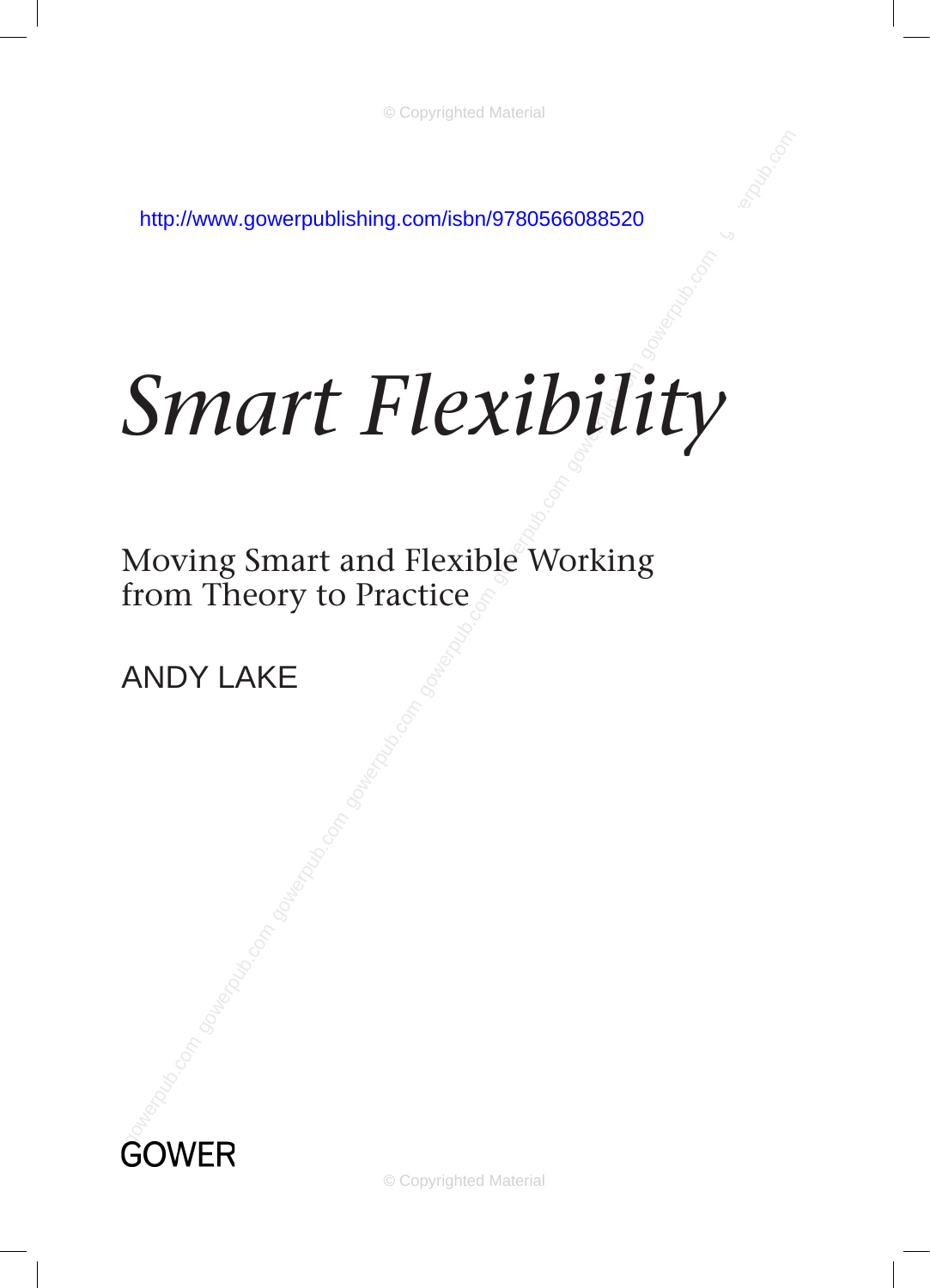http://www.gowerpublishing.com/isbn/9780566088520

# *Smart Flexibility*

## Moving Smart and Flexible Working from Theory to Practice

ANDY LAKE

GOWER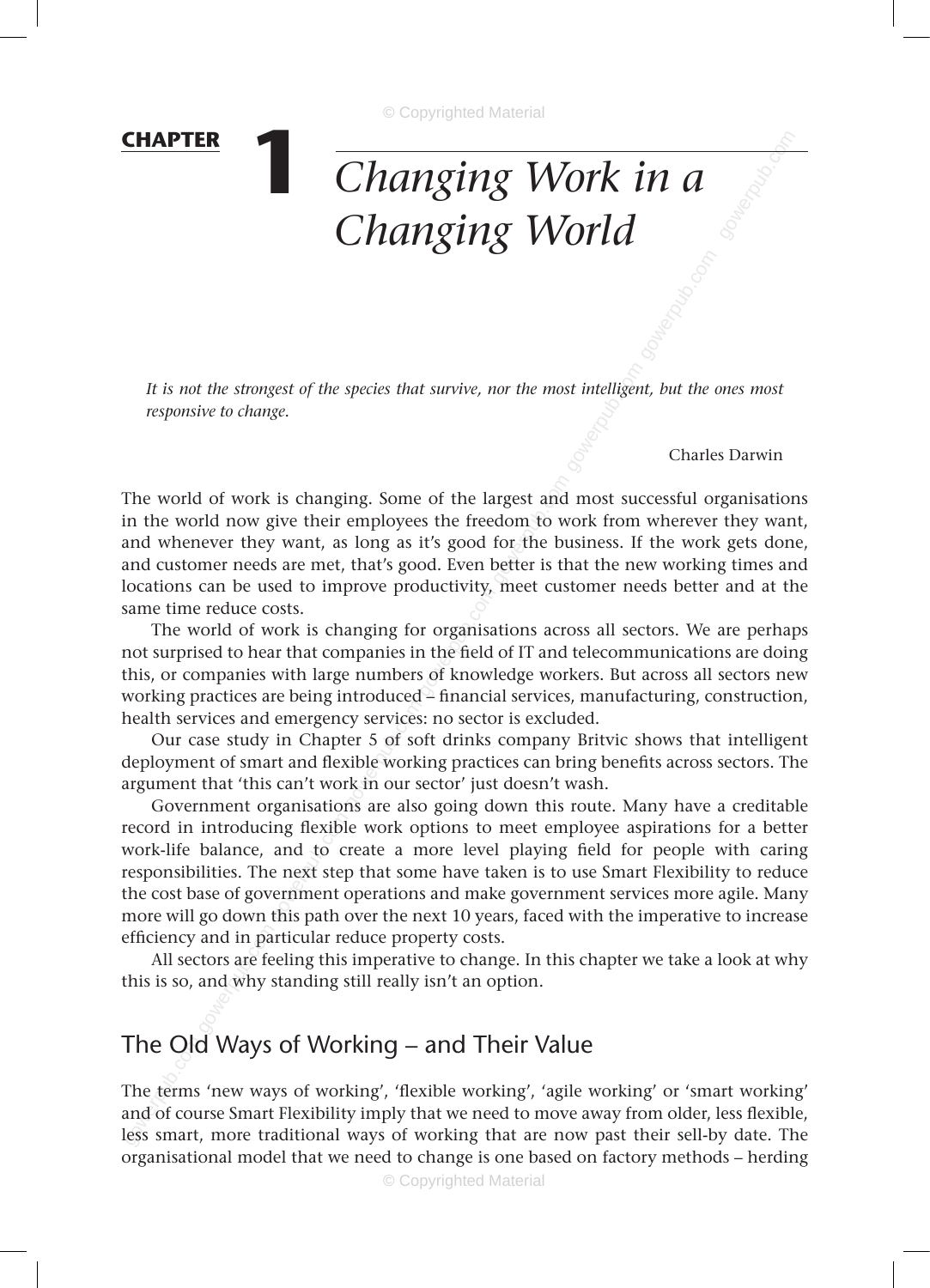# CHAPTER 1 *Changing Work in a Changing World*

*It is not the strongest of the species that survive, nor the most intelligent, but the ones most responsive to change.*

Charles Darwin

The world of work is changing. Some of the largest and most successful organisations in the world now give their employees the freedom to work from wherever they want, and whenever they want, as long as it's good for the business. If the work gets done, and customer needs are met, that's good. Even better is that the new working times and locations can be used to improve productivity, meet customer needs better and at the same time reduce costs.

The world of work is changing for organisations across all sectors. We are perhaps not surprised to hear that companies in the field of IT and telecommunications are doing this, or companies with large numbers of knowledge workers. But across all sectors new working practices are being introduced – financial services, manufacturing, construction, health services and emergency services: no sector is excluded.

Our case study in Chapter 5 of soft drinks company Britvic shows that intelligent deployment of smart and flexible working practices can bring benefits across sectors. The argument that 'this can't work in our sector' just doesn't wash.

Government organisations are also going down this route. Many have a creditable record in introducing flexible work options to meet employee aspirations for a better work-life balance, and to create a more level playing field for people with caring responsibilities. The next step that some have taken is to use Smart Flexibility to reduce the cost base of government operations and make government services more agile. Many more will go down this path over the next 10 years, faced with the imperative to increase efficiency and in particular reduce property costs.

All sectors are feeling this imperative to change. In this chapter we take a look at why this is so, and why standing still really isn't an option.

## The Old Ways of Working – and Their Value

The terms 'new ways of working', 'flexible working', 'agile working' or 'smart working' and of course Smart Flexibility imply that we need to move away from older, less flexible, less smart, more traditional ways of working that are now past their sell-by date. The organisational model that we need to change is one based on factory methods – herding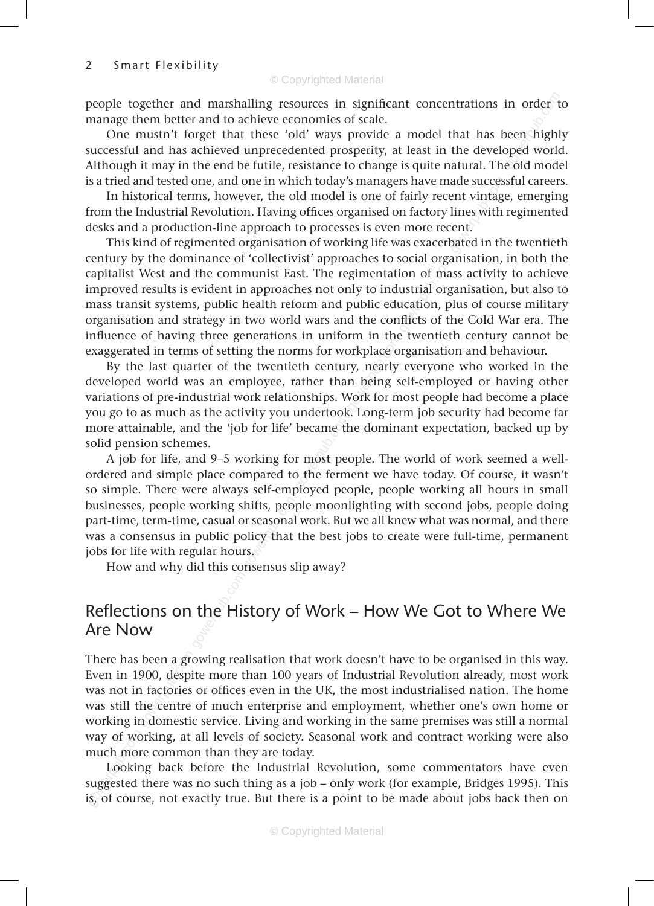people together and marshalling resources in significant concentrations in order to manage them better and to achieve economies of scale.

One mustn't forget that these 'old' ways provide a model that has been highly successful and has achieved unprecedented prosperity, at least in the developed world. Although it may in the end be futile, resistance to change is quite natural. The old model is a tried and tested one, and one in which today's managers have made successful careers.

In historical terms, however, the old model is one of fairly recent vintage, emerging from the Industrial Revolution. Having offices organised on factory lines with regimented desks and a production-line approach to processes is even more recent.

This kind of regimented organisation of working life was exacerbated in the twentieth century by the dominance of 'collectivist' approaches to social organisation, in both the capitalist West and the communist East. The regimentation of mass activity to achieve improved results is evident in approaches not only to industrial organisation, but also to mass transit systems, public health reform and public education, plus of course military organisation and strategy in two world wars and the conflicts of the Cold War era. The influence of having three generations in uniform in the twentieth century cannot be exaggerated in terms of setting the norms for workplace organisation and behaviour.

By the last quarter of the twentieth century, nearly everyone who worked in the developed world was an employee, rather than being self-employed or having other variations of pre-industrial work relationships. Work for most people had become a place you go to as much as the activity you undertook. Long-term job security had become far more attainable, and the 'job for life' became the dominant expectation, backed up by solid pension schemes.

A job for life, and 9–5 working for most people. The world of work seemed a well-ordered and simple place compared to the ferment we have today. Of course, it wasn't so simple. There were always self-employed people, people working all hours in small businesses, people working shifts, people moonlighting with second jobs, people doing part-time, term-time, casual or seasonal work. But we all knew what was normal, and there was a consensus in public policy that the best jobs to create were full-time, permanent jobs for life with regular hours.

How and why did this consensus slip away?

## Reflections on the History of Work – How We Got to Where We Are Now

There has been a growing realisation that work doesn't have to be organised in this way. Even in 1900, despite more than 100 years of Industrial Revolution already, most work was not in factories or offices even in the UK, the most industrialised nation. The home was still the centre of much enterprise and employment, whether one's own home or working in domestic service. Living and working in the same premises was still a normal way of working, at all levels of society. Seasonal work and contract working were also much more common than they are today.

Looking back before the Industrial Revolution, some commentators have even suggested there was no such thing as a job – only work (for example, Bridges 1995). This is, of course, not exactly true. But there is a point to be made about jobs back then on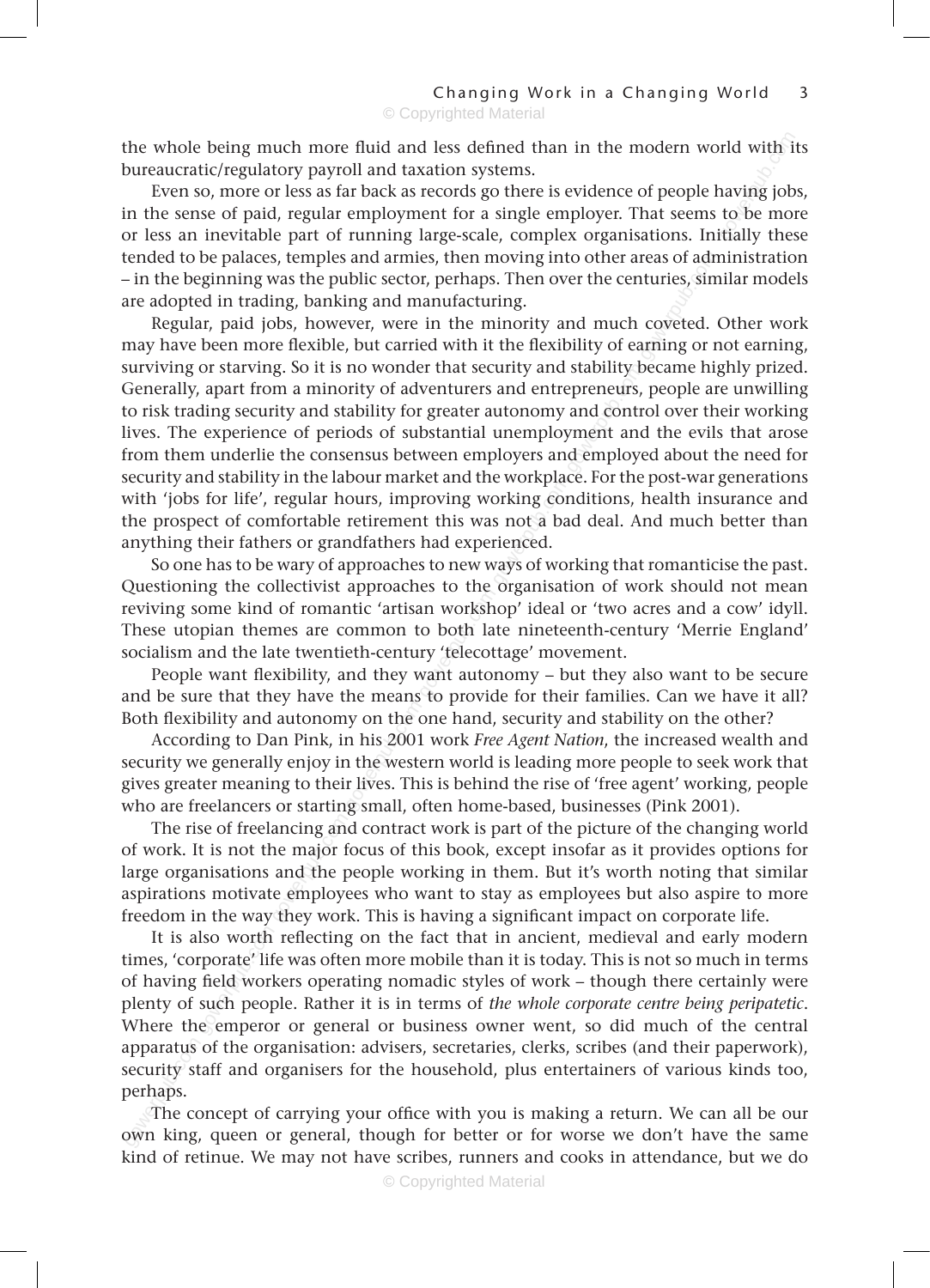the whole being much more fluid and less defined than in the modern world with its bureaucratic/regulatory payroll and taxation systems.

Even so, more or less as far back as records go there is evidence of people having jobs, in the sense of paid, regular employment for a single employer. That seems to be more or less an inevitable part of running large-scale, complex organisations. Initially these tended to be palaces, temples and armies, then moving into other areas of administration – in the beginning was the public sector, perhaps. Then over the centuries, similar models are adopted in trading, banking and manufacturing.

Regular, paid jobs, however, were in the minority and much coveted. Other work may have been more flexible, but carried with it the flexibility of earning or not earning, surviving or starving. So it is no wonder that security and stability became highly prized. Generally, apart from a minority of adventurers and entrepreneurs, people are unwilling to risk trading security and stability for greater autonomy and control over their working lives. The experience of periods of substantial unemployment and the evils that arose from them underlie the consensus between employers and employed about the need for security and stability in the labour market and the workplace. For the post-war generations with 'jobs for life', regular hours, improving working conditions, health insurance and the prospect of comfortable retirement this was not a bad deal. And much better than anything their fathers or grandfathers had experienced.

So one has to be wary of approaches to new ways of working that romanticise the past. Questioning the collectivist approaches to the organisation of work should not mean reviving some kind of romantic 'artisan workshop' ideal or 'two acres and a cow' idyll. These utopian themes are common to both late nineteenth-century 'Merrie England' socialism and the late twentieth-century 'telecottage' movement.

People want flexibility, and they want autonomy – but they also want to be secure and be sure that they have the means to provide for their families. Can we have it all? Both flexibility and autonomy on the one hand, security and stability on the other?

According to Dan Pink, in his 2001 work *Free Agent Nation*, the increased wealth and security we generally enjoy in the western world is leading more people to seek work that gives greater meaning to their lives. This is behind the rise of 'free agent' working, people who are freelancers or starting small, often home-based, businesses (Pink 2001).

The rise of freelancing and contract work is part of the picture of the changing world of work. It is not the major focus of this book, except insofar as it provides options for large organisations and the people working in them. But it's worth noting that similar aspirations motivate employees who want to stay as employees but also aspire to more freedom in the way they work. This is having a significant impact on corporate life.

It is also worth reflecting on the fact that in ancient, medieval and early modern times, 'corporate' life was often more mobile than it is today. This is not so much in terms of having field workers operating nomadic styles of work – though there certainly were plenty of such people. Rather it is in terms of *the whole corporate centre being peripatetic*. Where the emperor or general or business owner went, so did much of the central apparatus of the organisation: advisers, secretaries, clerks, scribes (and their paperwork), security staff and organisers for the household, plus entertainers of various kinds too, perhaps.

The concept of carrying your office with you is making a return. We can all be our own king, queen or general, though for better or for worse we don't have the same kind of retinue. We may not have scribes, runners and cooks in attendance, but we do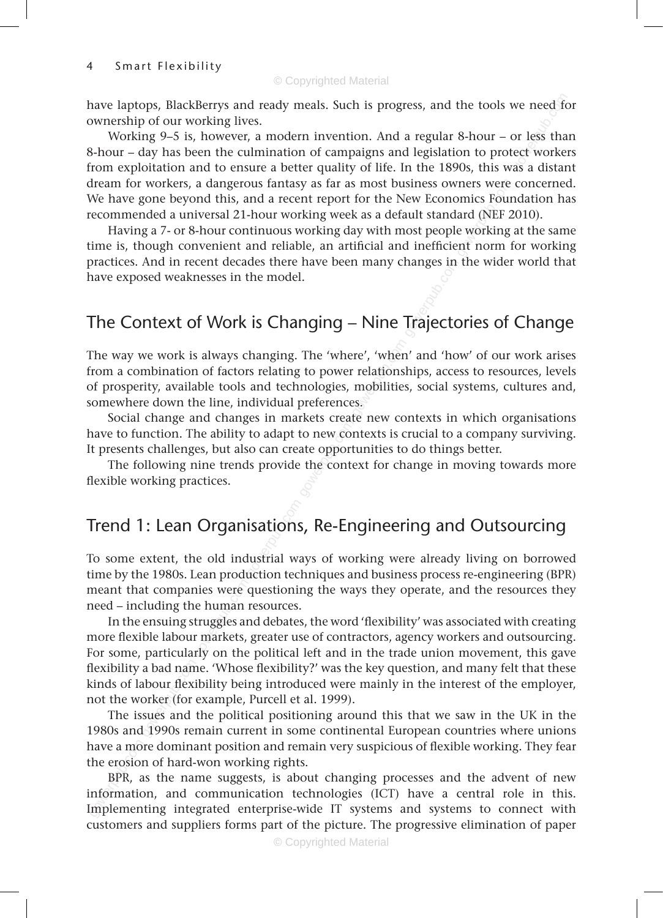have laptops, BlackBerrys and ready meals. Such is progress, and the tools we need for ownership of our working lives.

Working 9–5 is, however, a modern invention. And a regular 8-hour – or less than 8-hour – day has been the culmination of campaigns and legislation to protect workers from exploitation and to ensure a better quality of life. In the 1890s, this was a distant dream for workers, a dangerous fantasy as far as most business owners were concerned. We have gone beyond this, and a recent report for the New Economics Foundation has recommended a universal 21-hour working week as a default standard (NEF 2010).

Having a 7- or 8-hour continuous working day with most people working at the same time is, though convenient and reliable, an artificial and inefficient norm for working practices. And in recent decades there have been many changes in the wider world that have exposed weaknesses in the model.

## The Context of Work is Changing – Nine Trajectories of Change

The way we work is always changing. The 'where', 'when' and 'how' of our work arises from a combination of factors relating to power relationships, access to resources, levels of prosperity, available tools and technologies, mobilities, social systems, cultures and, somewhere down the line, individual preferences.

Social change and changes in markets create new contexts in which organisations have to function. The ability to adapt to new contexts is crucial to a company surviving. It presents challenges, but also can create opportunities to do things better.

The following nine trends provide the context for change in moving towards more flexible working practices.

## Trend 1: Lean Organisations, Re-Engineering and Outsourcing

To some extent, the old industrial ways of working were already living on borrowed time by the 1980s. Lean production techniques and business process re-engineering (BPR) meant that companies were questioning the ways they operate, and the resources they need – including the human resources.

In the ensuing struggles and debates, the word 'flexibility' was associated with creating more flexible labour markets, greater use of contractors, agency workers and outsourcing. For some, particularly on the political left and in the trade union movement, this gave flexibility a bad name. 'Whose flexibility?' was the key question, and many felt that these kinds of labour flexibility being introduced were mainly in the interest of the employer, not the worker (for example, Purcell et al. 1999).

The issues and the political positioning around this that we saw in the UK in the 1980s and 1990s remain current in some continental European countries where unions have a more dominant position and remain very suspicious of flexible working. They fear the erosion of hard-won working rights.

BPR, as the name suggests, is about changing processes and the advent of new information, and communication technologies (ICT) have a central role in this. Implementing integrated enterprise-wide IT systems and systems to connect with customers and suppliers forms part of the picture. The progressive elimination of paper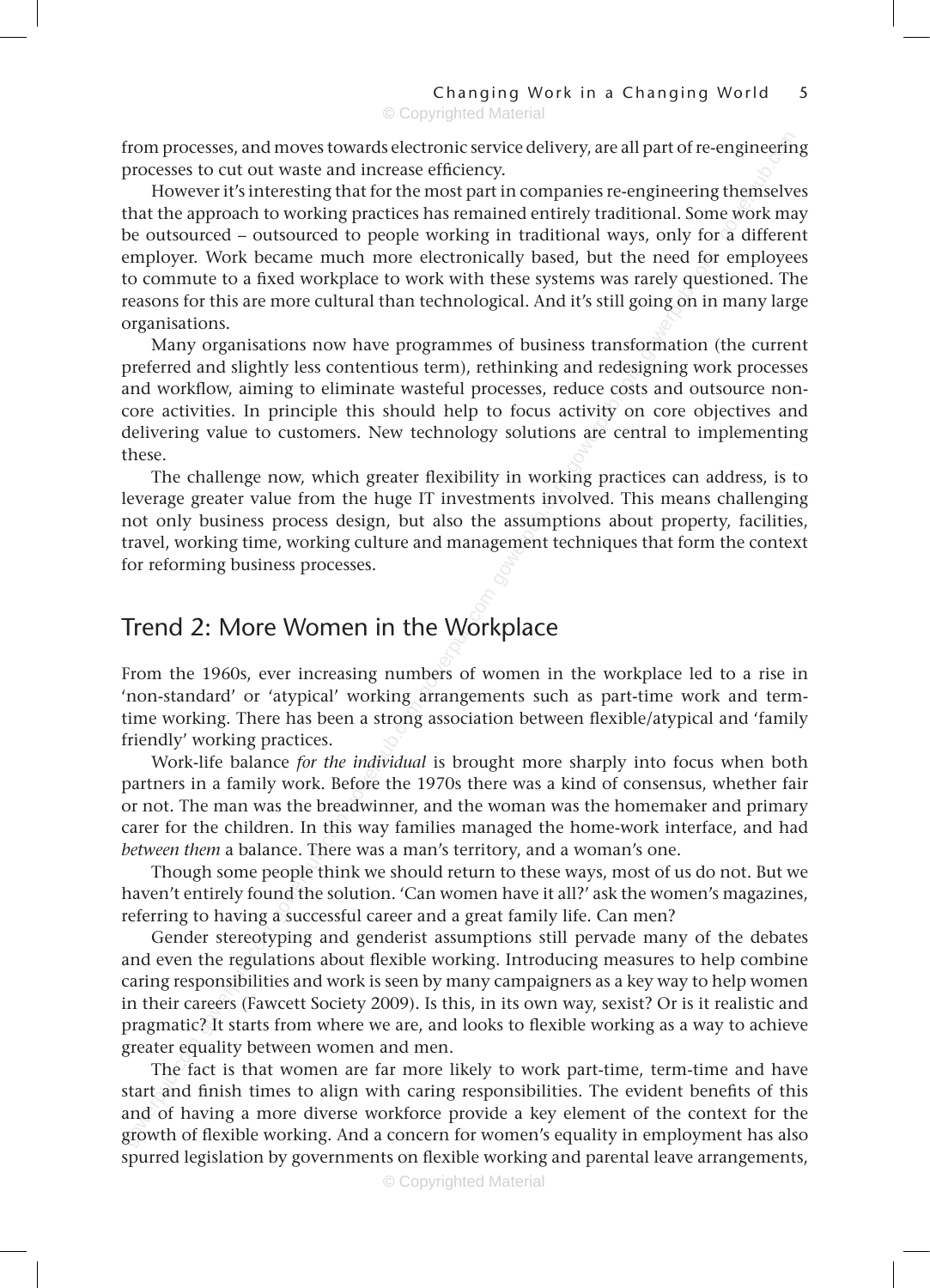from processes, and moves towards electronic service delivery, are all part of re-engineering processes to cut out waste and increase efficiency.

However it's interesting that for the most part in companies re-engineering themselves that the approach to working practices has remained entirely traditional. Some work may be outsourced – outsourced to people working in traditional ways, only for a different employer. Work became much more electronically based, but the need for employees to commute to a fixed workplace to work with these systems was rarely questioned. The reasons for this are more cultural than technological. And it's still going on in many large organisations.

Many organisations now have programmes of business transformation (the current preferred and slightly less contentious term), rethinking and redesigning work processes and workflow, aiming to eliminate wasteful processes, reduce costs and outsource non-core activities. In principle this should help to focus activity on core objectives and delivering value to customers. New technology solutions are central to implementing these.

The challenge now, which greater flexibility in working practices can address, is to leverage greater value from the huge IT investments involved. This means challenging not only business process design, but also the assumptions about property, facilities, travel, working time, working culture and management techniques that form the context for reforming business processes.

## Trend 2: More Women in the Workplace

From the 1960s, ever increasing numbers of women in the workplace led to a rise in 'non-standard' or 'atypical' working arrangements such as part-time work and term-time working. There has been a strong association between flexible/atypical and 'family friendly' working practices.

Work-life balance *for the individual* is brought more sharply into focus when both partners in a family work. Before the 1970s there was a kind of consensus, whether fair or not. The man was the breadwinner, and the woman was the homemaker and primary carer for the children. In this way families managed the home-work interface, and had *between them* a balance. There was a man's territory, and a woman's one.

Though some people think we should return to these ways, most of us do not. But we haven't entirely found the solution. 'Can women have it all?' ask the women's magazines, referring to having a successful career and a great family life. Can men?

Gender stereotyping and genderist assumptions still pervade many of the debates and even the regulations about flexible working. Introducing measures to help combine caring responsibilities and work is seen by many campaigners as a key way to help women in their careers (Fawcett Society 2009). Is this, in its own way, sexist? Or is it realistic and pragmatic? It starts from where we are, and looks to flexible working as a way to achieve greater equality between women and men.

The fact is that women are far more likely to work part-time, term-time and have start and finish times to align with caring responsibilities. The evident benefits of this and of having a more diverse workforce provide a key element of the context for the growth of flexible working. And a concern for women's equality in employment has also spurred legislation by governments on flexible working and parental leave arrangements,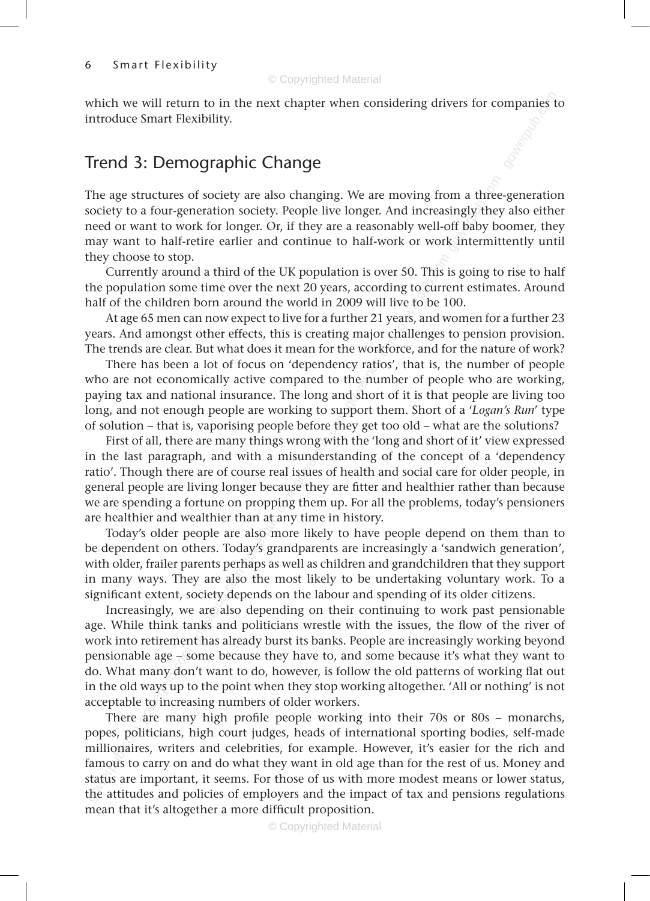which we will return to in the next chapter when considering drivers for companies to introduce Smart Flexibility.

## Trend 3: Demographic Change

The age structures of society are also changing. We are moving from a three-generation society to a four-generation society. People live longer. And increasingly they also either need or want to work for longer. Or, if they are a reasonably well-off baby boomer, they may want to half-retire earlier and continue to half-work or work intermittently until they choose to stop.

Currently around a third of the UK population is over 50. This is going to rise to half the population some time over the next 20 years, according to current estimates. Around half of the children born around the world in 2009 will live to be 100.

At age 65 men can now expect to live for a further 21 years, and women for a further 23 years. And amongst other effects, this is creating major challenges to pension provision. The trends are clear. But what does it mean for the workforce, and for the nature of work?

There has been a lot of focus on 'dependency ratios', that is, the number of people who are not economically active compared to the number of people who are working, paying tax and national insurance. The long and short of it is that people are living too long, and not enough people are working to support them. Short of a '*Logan's Run*' type of solution – that is, vaporising people before they get too old – what are the solutions?

First of all, there are many things wrong with the 'long and short of it' view expressed in the last paragraph, and with a misunderstanding of the concept of a 'dependency ratio'. Though there are of course real issues of health and social care for older people, in general people are living longer because they are fitter and healthier rather than because we are spending a fortune on propping them up. For all the problems, today's pensioners are healthier and wealthier than at any time in history.

Today's older people are also more likely to have people depend on them than to be dependent on others. Today's grandparents are increasingly a 'sandwich generation', with older, frailer parents perhaps as well as children and grandchildren that they support in many ways. They are also the most likely to be undertaking voluntary work. To a significant extent, society depends on the labour and spending of its older citizens.

Increasingly, we are also depending on their continuing to work past pensionable age. While think tanks and politicians wrestle with the issues, the flow of the river of work into retirement has already burst its banks. People are increasingly working beyond pensionable age – some because they have to, and some because it's what they want to do. What many don't want to do, however, is follow the old patterns of working flat out in the old ways up to the point when they stop working altogether. 'All or nothing' is not acceptable to increasing numbers of older workers.

There are many high profile people working into their 70s or 80s – monarchs, popes, politicians, high court judges, heads of international sporting bodies, self-made millionaires, writers and celebrities, for example. However, it's easier for the rich and famous to carry on and do what they want in old age than for the rest of us. Money and status are important, it seems. For those of us with more modest means or lower status, the attitudes and policies of employers and the impact of tax and pensions regulations mean that it's altogether a more difficult proposition.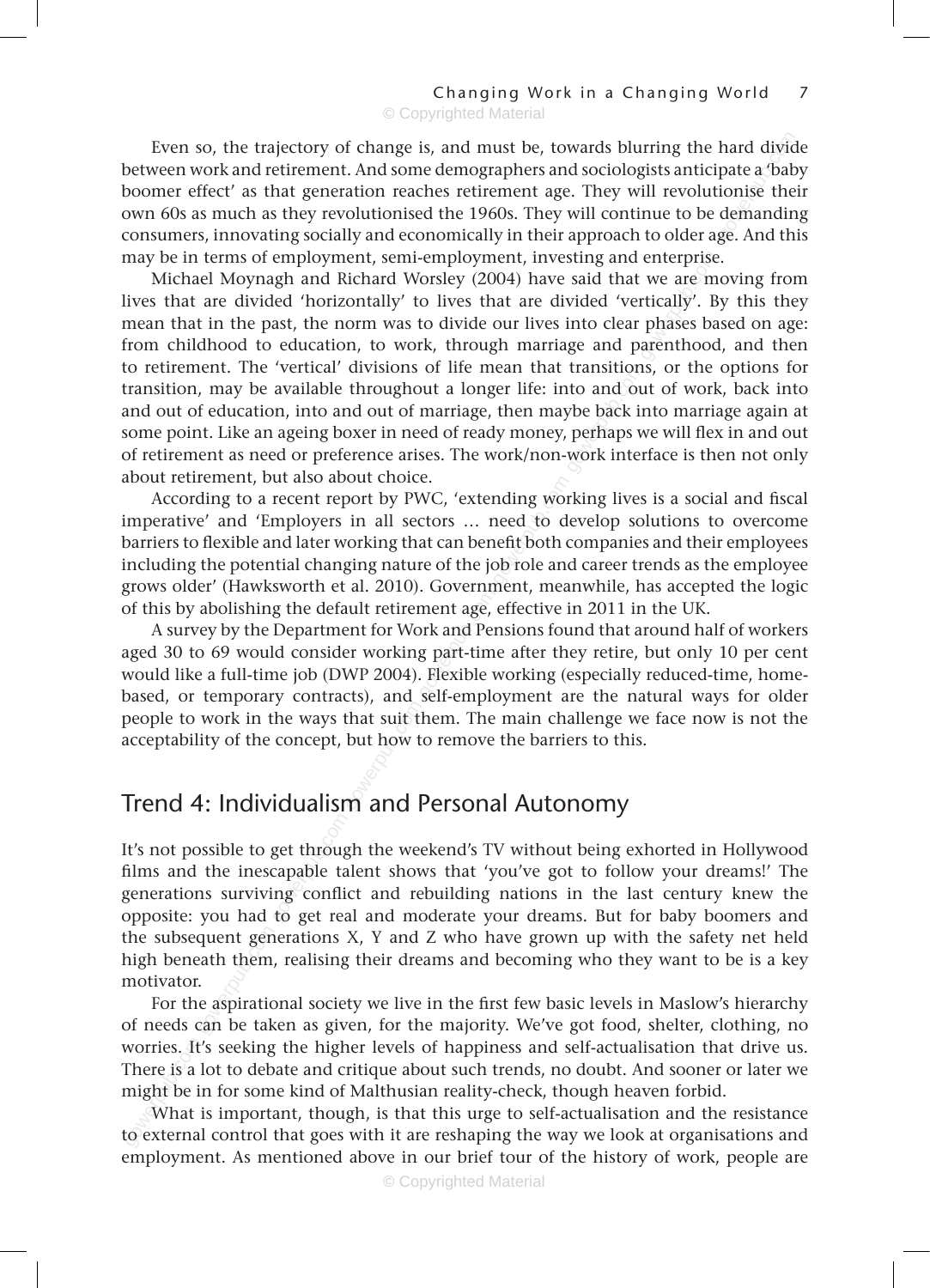Even so, the trajectory of change is, and must be, towards blurring the hard divide between work and retirement. And some demographers and sociologists anticipate a 'baby boomer effect' as that generation reaches retirement age. They will revolutionise their own 60s as much as they revolutionised the 1960s. They will continue to be demanding consumers, innovating socially and economically in their approach to older age. And this may be in terms of employment, semi-employment, investing and enterprise.

Michael Moynagh and Richard Worsley (2004) have said that we are moving from lives that are divided 'horizontally' to lives that are divided 'vertically'. By this they mean that in the past, the norm was to divide our lives into clear phases based on age: from childhood to education, to work, through marriage and parenthood, and then to retirement. The 'vertical' divisions of life mean that transitions, or the options for transition, may be available throughout a longer life: into and out of work, back into and out of education, into and out of marriage, then maybe back into marriage again at some point. Like an ageing boxer in need of ready money, perhaps we will flex in and out of retirement as need or preference arises. The work/non-work interface is then not only about retirement, but also about choice.

According to a recent report by PWC, 'extending working lives is a social and fiscal imperative' and 'Employers in all sectors … need to develop solutions to overcome barriers to flexible and later working that can benefit both companies and their employees including the potential changing nature of the job role and career trends as the employee grows older' (Hawksworth et al. 2010). Government, meanwhile, has accepted the logic of this by abolishing the default retirement age, effective in 2011 in the UK.

A survey by the Department for Work and Pensions found that around half of workers aged 30 to 69 would consider working part-time after they retire, but only 10 per cent would like a full-time job (DWP 2004). Flexible working (especially reduced-time, home-based, or temporary contracts), and self-employment are the natural ways for older people to work in the ways that suit them. The main challenge we face now is not the acceptability of the concept, but how to remove the barriers to this.

## Trend 4: Individualism and Personal Autonomy

It's not possible to get through the weekend's TV without being exhorted in Hollywood films and the inescapable talent shows that 'you've got to follow your dreams!' The generations surviving conflict and rebuilding nations in the last century knew the opposite: you had to get real and moderate your dreams. But for baby boomers and the subsequent generations X, Y and Z who have grown up with the safety net held high beneath them, realising their dreams and becoming who they want to be is a key motivator.

For the aspirational society we live in the first few basic levels in Maslow's hierarchy of needs can be taken as given, for the majority. We've got food, shelter, clothing, no worries. It's seeking the higher levels of happiness and self-actualisation that drive us. There is a lot to debate and critique about such trends, no doubt. And sooner or later we might be in for some kind of Malthusian reality-check, though heaven forbid.

What is important, though, is that this urge to self-actualisation and the resistance to external control that goes with it are reshaping the way we look at organisations and employment. As mentioned above in our brief tour of the history of work, people are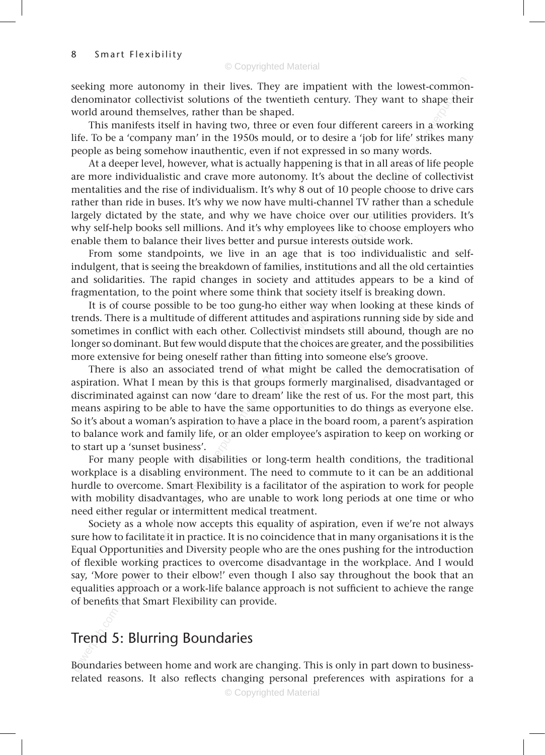seeking more autonomy in their lives. They are impatient with the lowest-common-denominator collectivist solutions of the twentieth century. They want to shape their world around themselves, rather than be shaped.

This manifests itself in having two, three or even four different careers in a working life. To be a 'company man' in the 1950s mould, or to desire a 'job for life' strikes many people as being somehow inauthentic, even if not expressed in so many words.

At a deeper level, however, what is actually happening is that in all areas of life people are more individualistic and crave more autonomy. It's about the decline of collectivist mentalities and the rise of individualism. It's why 8 out of 10 people choose to drive cars rather than ride in buses. It's why we now have multi-channel TV rather than a schedule largely dictated by the state, and why we have choice over our utilities providers. It's why self-help books sell millions. And it's why employees like to choose employers who enable them to balance their lives better and pursue interests outside work.

From some standpoints, we live in an age that is too individualistic and self-indulgent, that is seeing the breakdown of families, institutions and all the old certainties and solidarities. The rapid changes in society and attitudes appears to be a kind of fragmentation, to the point where some think that society itself is breaking down.

It is of course possible to be too gung-ho either way when looking at these kinds of trends. There is a multitude of different attitudes and aspirations running side by side and sometimes in conflict with each other. Collectivist mindsets still abound, though are no longer so dominant. But few would dispute that the choices are greater, and the possibilities more extensive for being oneself rather than fitting into someone else's groove.

There is also an associated trend of what might be called the democratisation of aspiration. What I mean by this is that groups formerly marginalised, disadvantaged or discriminated against can now 'dare to dream' like the rest of us. For the most part, this means aspiring to be able to have the same opportunities to do things as everyone else. So it's about a woman's aspiration to have a place in the board room, a parent's aspiration to balance work and family life, or an older employee's aspiration to keep on working or to start up a 'sunset business'.

For many people with disabilities or long-term health conditions, the traditional workplace is a disabling environment. The need to commute to it can be an additional hurdle to overcome. Smart Flexibility is a facilitator of the aspiration to work for people with mobility disadvantages, who are unable to work long periods at one time or who need either regular or intermittent medical treatment.

Society as a whole now accepts this equality of aspiration, even if we're not always sure how to facilitate it in practice. It is no coincidence that in many organisations it is the Equal Opportunities and Diversity people who are the ones pushing for the introduction of flexible working practices to overcome disadvantage in the workplace. And I would say, 'More power to their elbow!' even though I also say throughout the book that an equalities approach or a work-life balance approach is not sufficient to achieve the range of benefits that Smart Flexibility can provide.

## Trend 5: Blurring Boundaries

Boundaries between home and work are changing. This is only in part down to business-related reasons. It also reflects changing personal preferences with aspirations for a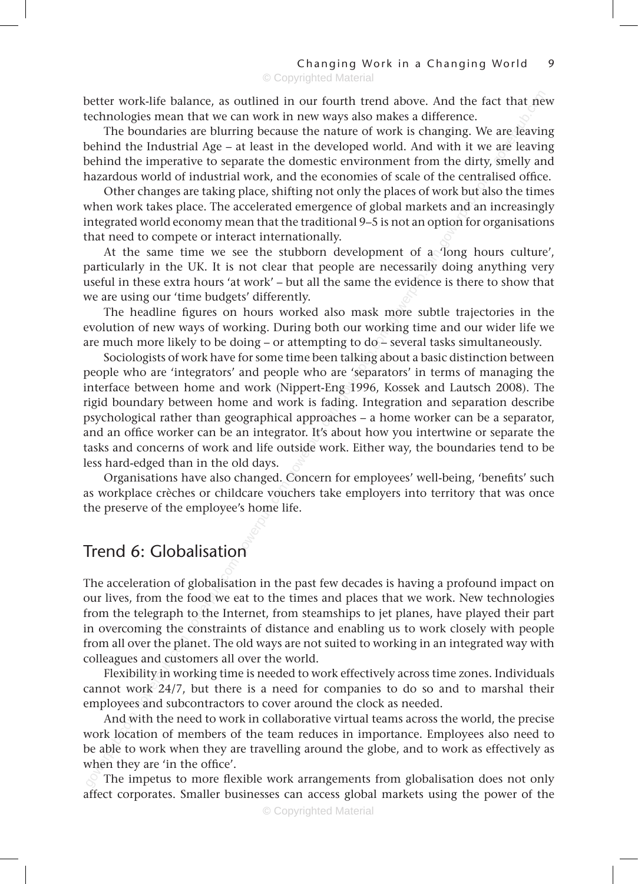better work-life balance, as outlined in our fourth trend above. And the fact that new technologies mean that we can work in new ways also makes a difference.

The boundaries are blurring because the nature of work is changing. We are leaving behind the Industrial Age – at least in the developed world. And with it we are leaving behind the imperative to separate the domestic environment from the dirty, smelly and hazardous world of industrial work, and the economies of scale of the centralised office.

Other changes are taking place, shifting not only the places of work but also the times when work takes place. The accelerated emergence of global markets and an increasingly integrated world economy mean that the traditional 9–5 is not an option for organisations that need to compete or interact internationally.

At the same time we see the stubborn development of a 'long hours culture', particularly in the UK. It is not clear that people are necessarily doing anything very useful in these extra hours 'at work' – but all the same the evidence is there to show that we are using our 'time budgets' differently.

The headline figures on hours worked also mask more subtle trajectories in the evolution of new ways of working. During both our working time and our wider life we are much more likely to be doing – or attempting to do – several tasks simultaneously.

Sociologists of work have for some time been talking about a basic distinction between people who are 'integrators' and people who are 'separators' in terms of managing the interface between home and work (Nippert-Eng 1996, Kossek and Lautsch 2008). The rigid boundary between home and work is fading. Integration and separation describe psychological rather than geographical approaches – a home worker can be a separator, and an office worker can be an integrator. It's about how you intertwine or separate the tasks and concerns of work and life outside work. Either way, the boundaries tend to be less hard-edged than in the old days.

Organisations have also changed. Concern for employees' well-being, 'benefits' such as workplace crèches or childcare vouchers take employers into territory that was once the preserve of the employee's home life.

## Trend 6: Globalisation

The acceleration of globalisation in the past few decades is having a profound impact on our lives, from the food we eat to the times and places that we work. New technologies from the telegraph to the Internet, from steamships to jet planes, have played their part in overcoming the constraints of distance and enabling us to work closely with people from all over the planet. The old ways are not suited to working in an integrated way with colleagues and customers all over the world.

Flexibility in working time is needed to work effectively across time zones. Individuals cannot work 24/7, but there is a need for companies to do so and to marshal their employees and subcontractors to cover around the clock as needed.

And with the need to work in collaborative virtual teams across the world, the precise work location of members of the team reduces in importance. Employees also need to be able to work when they are travelling around the globe, and to work as effectively as when they are 'in the office'.

The impetus to more flexible work arrangements from globalisation does not only affect corporates. Smaller businesses can access global markets using the power of the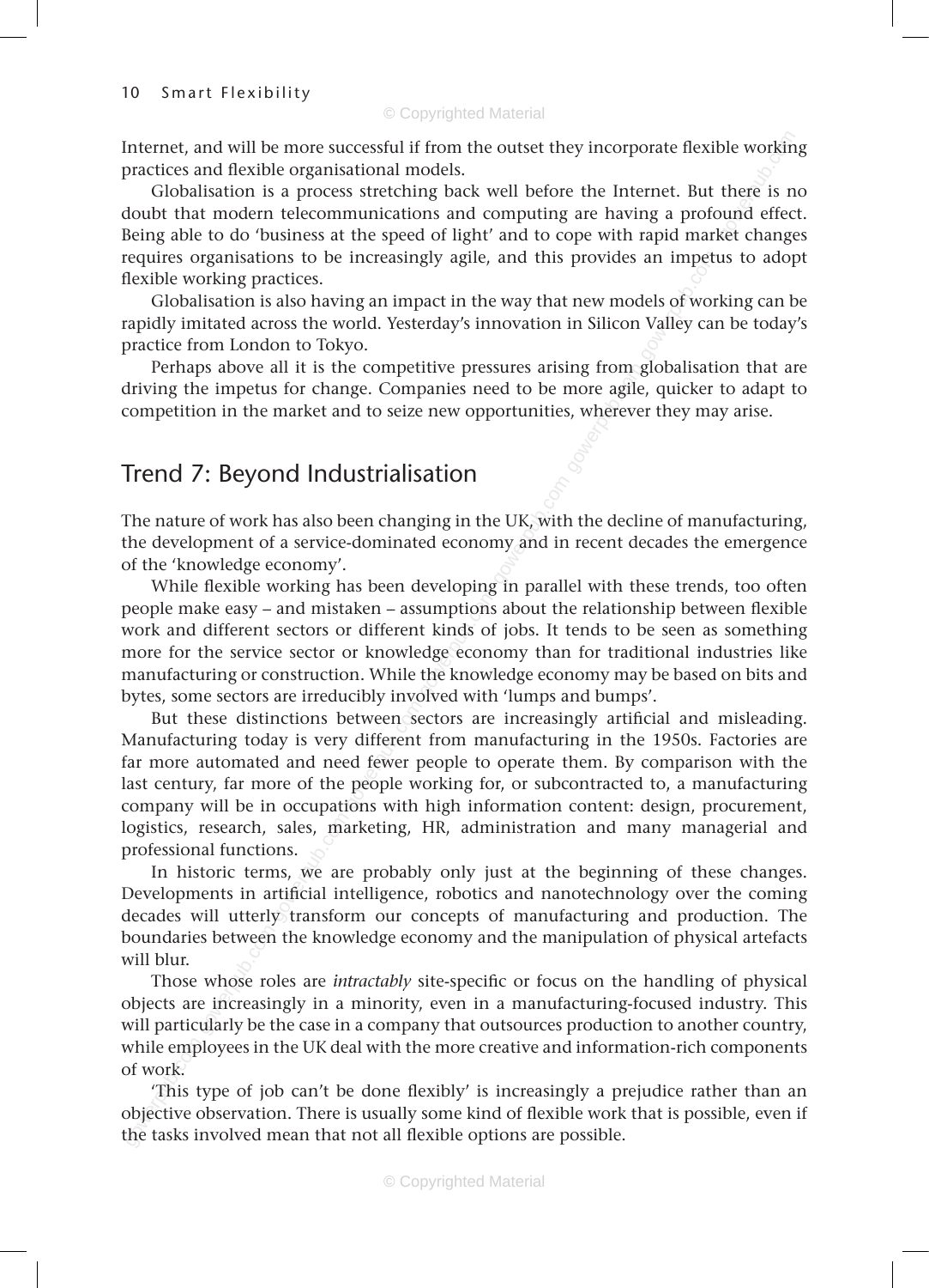Internet, and will be more successful if from the outset they incorporate flexible working practices and flexible organisational models.

Globalisation is a process stretching back well before the Internet. But there is no doubt that modern telecommunications and computing are having a profound effect. Being able to do 'business at the speed of light' and to cope with rapid market changes requires organisations to be increasingly agile, and this provides an impetus to adopt flexible working practices.

Globalisation is also having an impact in the way that new models of working can be rapidly imitated across the world. Yesterday's innovation in Silicon Valley can be today's practice from London to Tokyo.

Perhaps above all it is the competitive pressures arising from globalisation that are driving the impetus for change. Companies need to be more agile, quicker to adapt to competition in the market and to seize new opportunities, wherever they may arise.

## Trend 7: Beyond Industrialisation

The nature of work has also been changing in the UK, with the decline of manufacturing, the development of a service-dominated economy and in recent decades the emergence of the 'knowledge economy'.

While flexible working has been developing in parallel with these trends, too often people make easy – and mistaken – assumptions about the relationship between flexible work and different sectors or different kinds of jobs. It tends to be seen as something more for the service sector or knowledge economy than for traditional industries like manufacturing or construction. While the knowledge economy may be based on bits and bytes, some sectors are irreducibly involved with 'lumps and bumps'.

But these distinctions between sectors are increasingly artificial and misleading. Manufacturing today is very different from manufacturing in the 1950s. Factories are far more automated and need fewer people to operate them. By comparison with the last century, far more of the people working for, or subcontracted to, a manufacturing company will be in occupations with high information content: design, procurement, logistics, research, sales, marketing, HR, administration and many managerial and professional functions.

In historic terms, we are probably only just at the beginning of these changes. Developments in artificial intelligence, robotics and nanotechnology over the coming decades will utterly transform our concepts of manufacturing and production. The boundaries between the knowledge economy and the manipulation of physical artefacts will blur.

Those whose roles are *intractably* site-specific or focus on the handling of physical objects are increasingly in a minority, even in a manufacturing-focused industry. This will particularly be the case in a company that outsources production to another country, while employees in the UK deal with the more creative and information-rich components of work.

'This type of job can't be done flexibly' is increasingly a prejudice rather than an objective observation. There is usually some kind of flexible work that is possible, even if the tasks involved mean that not all flexible options are possible.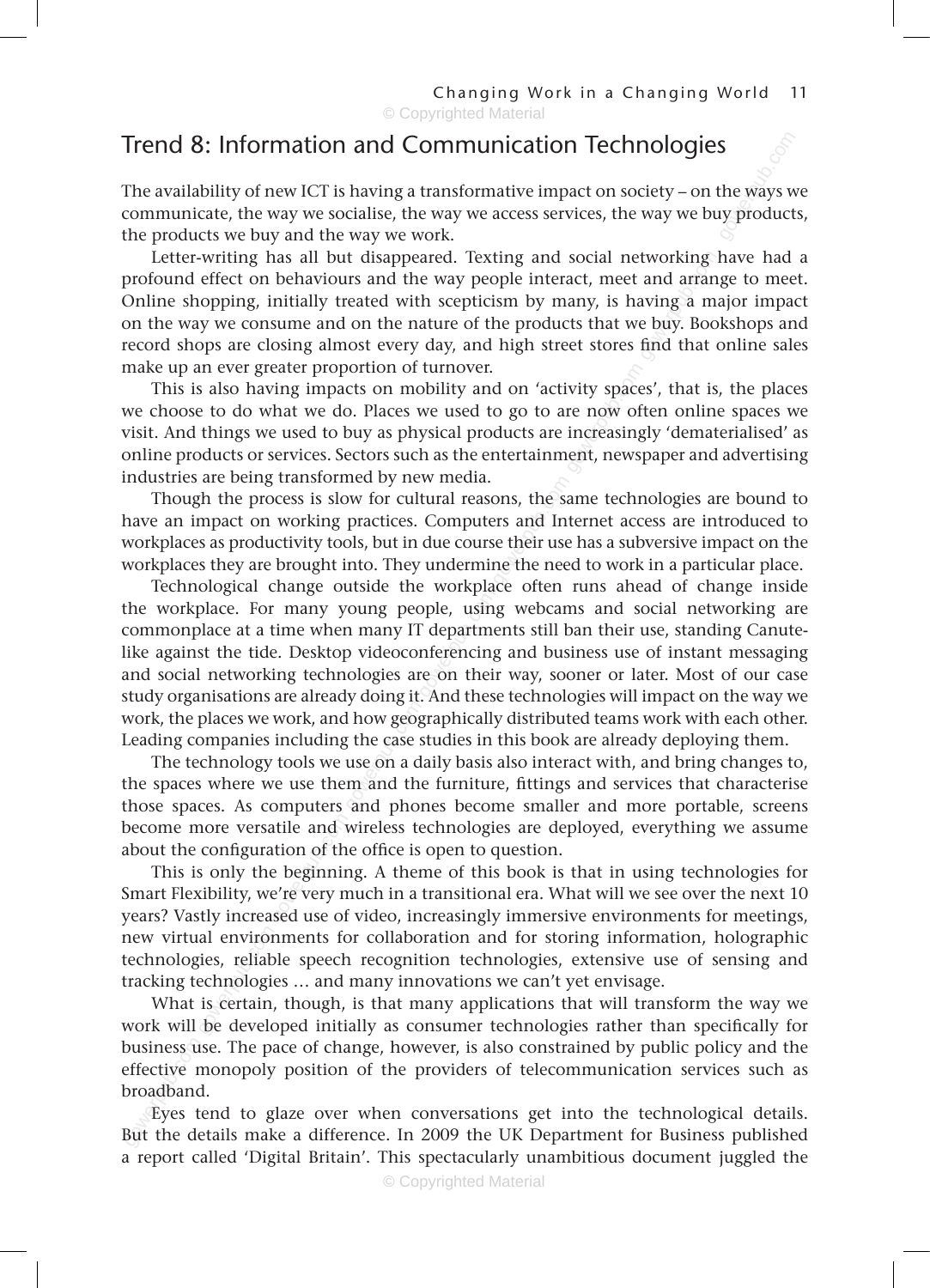## Trend 8: Information and Communication Technologies

The availability of new ICT is having a transformative impact on society – on the ways we communicate, the way we socialise, the way we access services, the way we buy products, the products we buy and the way we work.

Letter-writing has all but disappeared. Texting and social networking have had a profound effect on behaviours and the way people interact, meet and arrange to meet. Online shopping, initially treated with scepticism by many, is having a major impact on the way we consume and on the nature of the products that we buy. Bookshops and record shops are closing almost every day, and high street stores find that online sales make up an ever greater proportion of turnover.

This is also having impacts on mobility and on 'activity spaces', that is, the places we choose to do what we do. Places we used to go to are now often online spaces we visit. And things we used to buy as physical products are increasingly 'dematerialised' as online products or services. Sectors such as the entertainment, newspaper and advertising industries are being transformed by new media.

Though the process is slow for cultural reasons, the same technologies are bound to have an impact on working practices. Computers and Internet access are introduced to workplaces as productivity tools, but in due course their use has a subversive impact on the workplaces they are brought into. They undermine the need to work in a particular place.

Technological change outside the workplace often runs ahead of change inside the workplace. For many young people, using webcams and social networking are commonplace at a time when many IT departments still ban their use, standing Canute-like against the tide. Desktop videoconferencing and business use of instant messaging and social networking technologies are on their way, sooner or later. Most of our case study organisations are already doing it. And these technologies will impact on the way we work, the places we work, and how geographically distributed teams work with each other. Leading companies including the case studies in this book are already deploying them.

The technology tools we use on a daily basis also interact with, and bring changes to, the spaces where we use them and the furniture, fittings and services that characterise those spaces. As computers and phones become smaller and more portable, screens become more versatile and wireless technologies are deployed, everything we assume about the configuration of the office is open to question.

This is only the beginning. A theme of this book is that in using technologies for Smart Flexibility, we're very much in a transitional era. What will we see over the next 10 years? Vastly increased use of video, increasingly immersive environments for meetings, new virtual environments for collaboration and for storing information, holographic technologies, reliable speech recognition technologies, extensive use of sensing and tracking technologies … and many innovations we can't yet envisage.

What is certain, though, is that many applications that will transform the way we work will be developed initially as consumer technologies rather than specifically for business use. The pace of change, however, is also constrained by public policy and the effective monopoly position of the providers of telecommunication services such as broadband.

Eyes tend to glaze over when conversations get into the technological details. But the details make a difference. In 2009 the UK Department for Business published a report called 'Digital Britain'. This spectacularly unambitious document juggled the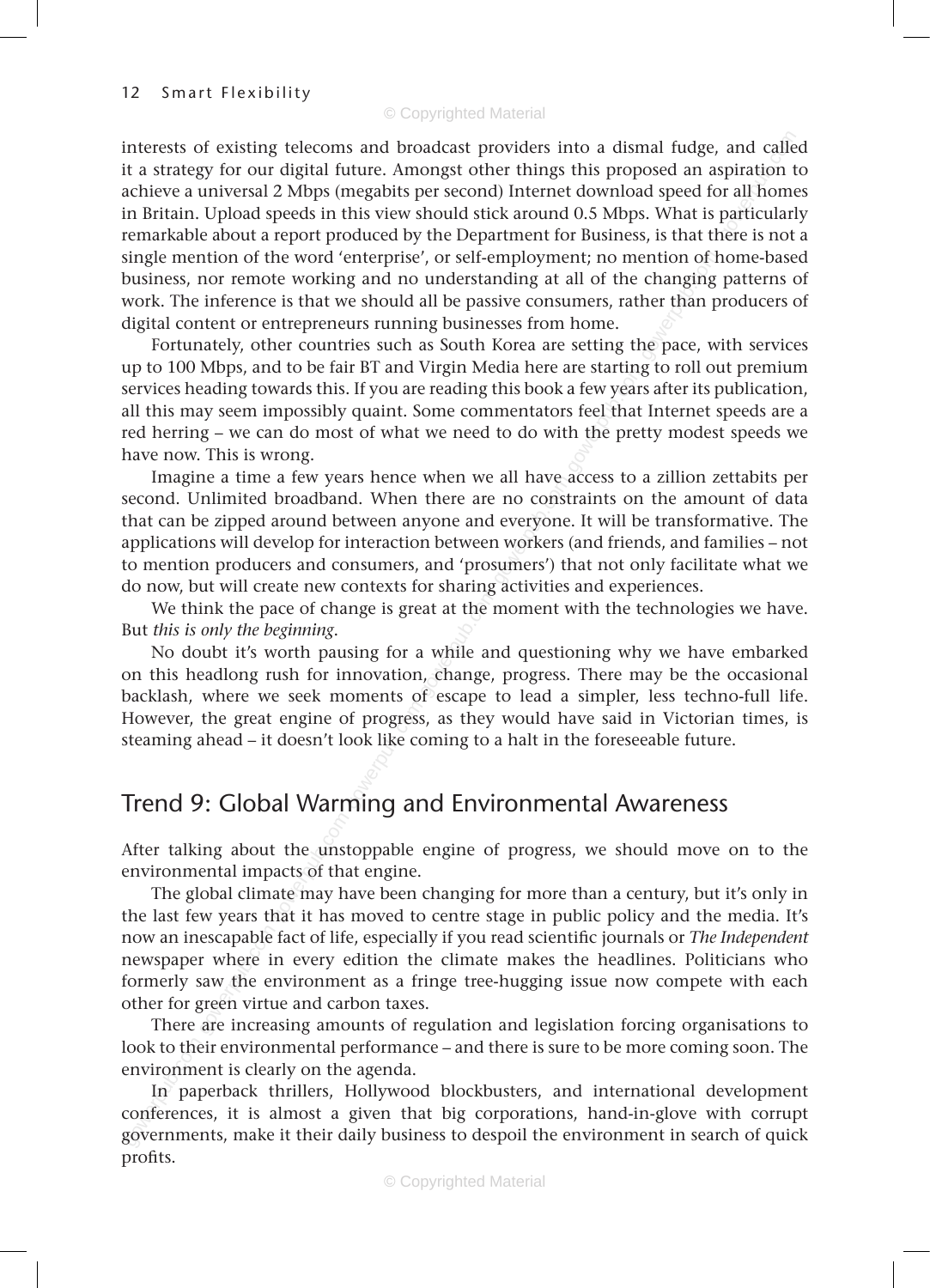interests of existing telecoms and broadcast providers into a dismal fudge, and called it a strategy for our digital future. Amongst other things this proposed an aspiration to achieve a universal 2 Mbps (megabits per second) Internet download speed for all homes in Britain. Upload speeds in this view should stick around 0.5 Mbps. What is particularly remarkable about a report produced by the Department for Business, is that there is not a single mention of the word 'enterprise', or self-employment; no mention of home-based business, nor remote working and no understanding at all of the changing patterns of work. The inference is that we should all be passive consumers, rather than producers of digital content or entrepreneurs running businesses from home.

Fortunately, other countries such as South Korea are setting the pace, with services up to 100 Mbps, and to be fair BT and Virgin Media here are starting to roll out premium services heading towards this. If you are reading this book a few years after its publication, all this may seem impossibly quaint. Some commentators feel that Internet speeds are a red herring – we can do most of what we need to do with the pretty modest speeds we have now. This is wrong.

Imagine a time a few years hence when we all have access to a zillion zettabits per second. Unlimited broadband. When there are no constraints on the amount of data that can be zipped around between anyone and everyone. It will be transformative. The applications will develop for interaction between workers (and friends, and families – not to mention producers and consumers, and 'prosumers') that not only facilitate what we do now, but will create new contexts for sharing activities and experiences.

We think the pace of change is great at the moment with the technologies we have. But *this is only the beginning*.

No doubt it's worth pausing for a while and questioning why we have embarked on this headlong rush for innovation, change, progress. There may be the occasional backlash, where we seek moments of escape to lead a simpler, less techno-full life. However, the great engine of progress, as they would have said in Victorian times, is steaming ahead – it doesn't look like coming to a halt in the foreseeable future.

## Trend 9: Global Warming and Environmental Awareness

After talking about the unstoppable engine of progress, we should move on to the environmental impacts of that engine.

The global climate may have been changing for more than a century, but it's only in the last few years that it has moved to centre stage in public policy and the media. It's now an inescapable fact of life, especially if you read scientific journals or *The Independent* newspaper where in every edition the climate makes the headlines. Politicians who formerly saw the environment as a fringe tree-hugging issue now compete with each other for green virtue and carbon taxes.

There are increasing amounts of regulation and legislation forcing organisations to look to their environmental performance – and there is sure to be more coming soon. The environment is clearly on the agenda.

In paperback thrillers, Hollywood blockbusters, and international development conferences, it is almost a given that big corporations, hand-in-glove with corrupt governments, make it their daily business to despoil the environment in search of quick profits.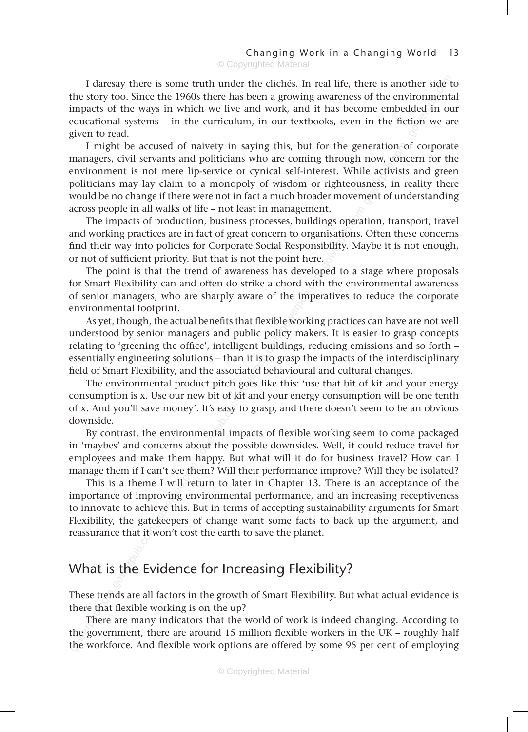I daresay there is some truth under the clichés. In real life, there is another side to the story too. Since the 1960s there has been a growing awareness of the environmental impacts of the ways in which we live and work, and it has become embedded in our educational systems – in the curriculum, in our textbooks, even in the fiction we are given to read.

I might be accused of naivety in saying this, but for the generation of corporate managers, civil servants and politicians who are coming through now, concern for the environment is not mere lip-service or cynical self-interest. While activists and green politicians may lay claim to a monopoly of wisdom or righteousness, in reality there would be no change if there were not in fact a much broader movement of understanding across people in all walks of life – not least in management.

The impacts of production, business processes, buildings operation, transport, travel and working practices are in fact of great concern to organisations. Often these concerns find their way into policies for Corporate Social Responsibility. Maybe it is not enough, or not of sufficient priority. But that is not the point here.

The point is that the trend of awareness has developed to a stage where proposals for Smart Flexibility can and often do strike a chord with the environmental awareness of senior managers, who are sharply aware of the imperatives to reduce the corporate environmental footprint.

As yet, though, the actual benefits that flexible working practices can have are not well understood by senior managers and public policy makers. It is easier to grasp concepts relating to 'greening the office', intelligent buildings, reducing emissions and so forth – essentially engineering solutions – than it is to grasp the impacts of the interdisciplinary field of Smart Flexibility, and the associated behavioural and cultural changes.

The environmental product pitch goes like this: 'use that bit of kit and your energy consumption is x. Use our new bit of kit and your energy consumption will be one tenth of x. And you'll save money'. It's easy to grasp, and there doesn't seem to be an obvious downside.

By contrast, the environmental impacts of flexible working seem to come packaged in 'maybes' and concerns about the possible downsides. Well, it could reduce travel for employees and make them happy. But what will it do for business travel? How can I manage them if I can't see them? Will their performance improve? Will they be isolated?

This is a theme I will return to later in Chapter 13. There is an acceptance of the importance of improving environmental performance, and an increasing receptiveness to innovate to achieve this. But in terms of accepting sustainability arguments for Smart Flexibility, the gatekeepers of change want some facts to back up the argument, and reassurance that it won't cost the earth to save the planet.

## What is the Evidence for Increasing Flexibility?

These trends are all factors in the growth of Smart Flexibility. But what actual evidence is there that flexible working is on the up?

There are many indicators that the world of work is indeed changing. According to the government, there are around 15 million flexible workers in the UK – roughly half the workforce. And flexible work options are offered by some 95 per cent of employing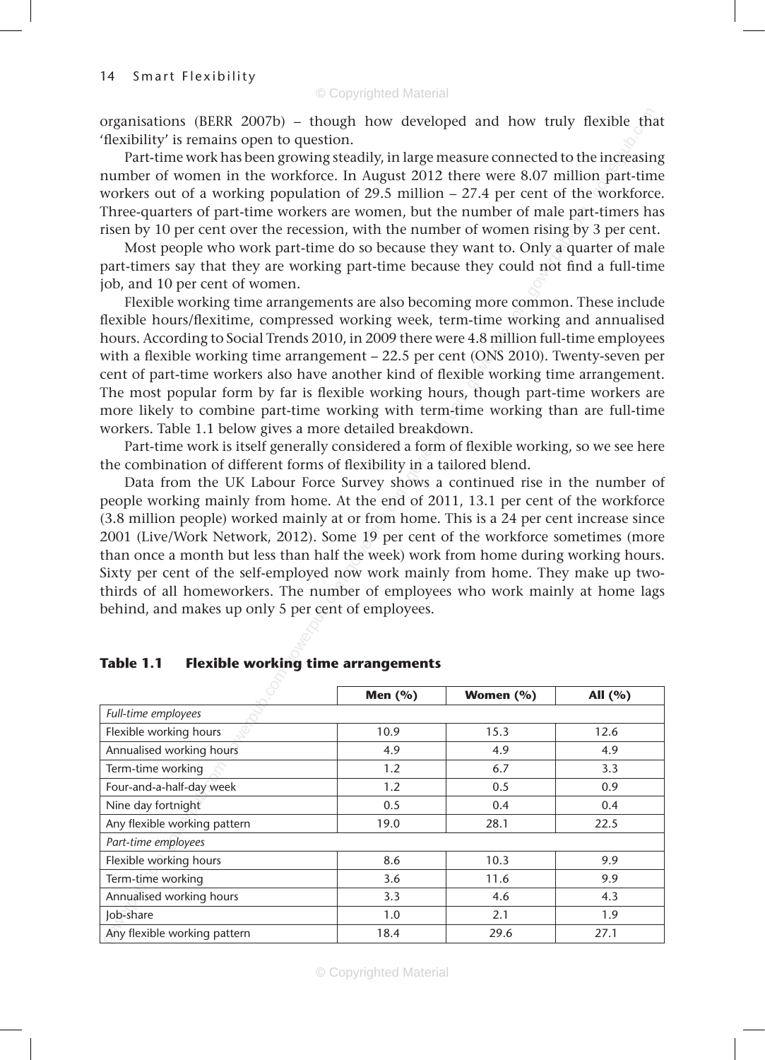organisations (BERR 2007b) – though how developed and how truly flexible that 'flexibility' is remains open to question.

Part-time work has been growing steadily, in large measure connected to the increasing number of women in the workforce. In August 2012 there were 8.07 million part-time workers out of a working population of 29.5 million – 27.4 per cent of the workforce. Three-quarters of part-time workers are women, but the number of male part-timers has risen by 10 per cent over the recession, with the number of women rising by 3 per cent.

Most people who work part-time do so because they want to. Only a quarter of male part-timers say that they are working part-time because they could not find a full-time job, and 10 per cent of women.

Flexible working time arrangements are also becoming more common. These include flexible hours/flexitime, compressed working week, term-time working and annualised hours. According to Social Trends 2010, in 2009 there were 4.8 million full-time employees with a flexible working time arrangement – 22.5 per cent (ONS 2010). Twenty-seven per cent of part-time workers also have another kind of flexible working time arrangement. The most popular form by far is flexible working hours, though part-time workers are more likely to combine part-time working with term-time working than are full-time workers. Table 1.1 below gives a more detailed breakdown.

Part-time work is itself generally considered a form of flexible working, so we see here the combination of different forms of flexibility in a tailored blend.

Data from the UK Labour Force Survey shows a continued rise in the number of people working mainly from home. At the end of 2011, 13.1 per cent of the workforce (3.8 million people) worked mainly at or from home. This is a 24 per cent increase since 2001 (Live/Work Network, 2012). Some 19 per cent of the workforce sometimes (more than once a month but less than half the week) work from home during working hours. Sixty per cent of the self-employed now work mainly from home. They make up two-thirds of all homeworkers. The number of employees who work mainly at home lags behind, and makes up only 5 per cent of employees.

**Table 1.1 Flexible working time arrangements**

| | Men (%) | Women (%) | All (%) |
|---|---|---|---|
| *Full-time employees* | | | |
| Flexible working hours | 10.9 | 15.3 | 12.6 |
| Annualised working hours | 4.9 | 4.9 | 4.9 |
| Term-time working | 1.2 | 6.7 | 3.3 |
| Four-and-a-half-day week | 1.2 | 0.5 | 0.9 |
| Nine day fortnight | 0.5 | 0.4 | 0.4 |
| Any flexible working pattern | 19.0 | 28.1 | 22.5 |
| *Part-time employees* | | | |
| Flexible working hours | 8.6 | 10.3 | 9.9 |
| Term-time working | 3.6 | 11.6 | 9.9 |
| Annualised working hours | 3.3 | 4.6 | 4.3 |
| Job-share | 1.0 | 2.1 | 1.9 |
| Any flexible working pattern | 18.4 | 29.6 | 27.1 |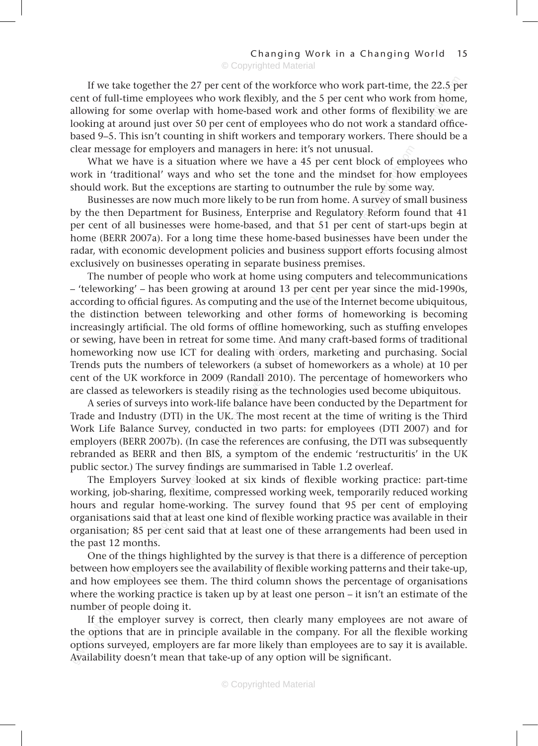If we take together the 27 per cent of the workforce who work part-time, the 22.5 per cent of full-time employees who work flexibly, and the 5 per cent who work from home, allowing for some overlap with home-based work and other forms of flexibility we are looking at around just over 50 per cent of employees who do not work a standard office-based 9–5. This isn't counting in shift workers and temporary workers. There should be a clear message for employers and managers in here: it's not unusual.

What we have is a situation where we have a 45 per cent block of employees who work in 'traditional' ways and who set the tone and the mindset for how employees should work. But the exceptions are starting to outnumber the rule by some way.

Businesses are now much more likely to be run from home. A survey of small business by the then Department for Business, Enterprise and Regulatory Reform found that 41 per cent of all businesses were home-based, and that 51 per cent of start-ups begin at home (BERR 2007a). For a long time these home-based businesses have been under the radar, with economic development policies and business support efforts focusing almost exclusively on businesses operating in separate business premises.

The number of people who work at home using computers and telecommunications – 'teleworking' – has been growing at around 13 per cent per year since the mid-1990s, according to official figures. As computing and the use of the Internet become ubiquitous, the distinction between teleworking and other forms of homeworking is becoming increasingly artificial. The old forms of offline homeworking, such as stuffing envelopes or sewing, have been in retreat for some time. And many craft-based forms of traditional homeworking now use ICT for dealing with orders, marketing and purchasing. Social Trends puts the numbers of teleworkers (a subset of homeworkers as a whole) at 10 per cent of the UK workforce in 2009 (Randall 2010). The percentage of homeworkers who are classed as teleworkers is steadily rising as the technologies used become ubiquitous.

A series of surveys into work-life balance have been conducted by the Department for Trade and Industry (DTI) in the UK. The most recent at the time of writing is the Third Work Life Balance Survey, conducted in two parts: for employees (DTI 2007) and for employers (BERR 2007b). (In case the references are confusing, the DTI was subsequently rebranded as BERR and then BIS, a symptom of the endemic 'restructuritis' in the UK public sector.) The survey findings are summarised in Table 1.2 overleaf.

The Employers Survey looked at six kinds of flexible working practice: part-time working, job-sharing, flexitime, compressed working week, temporarily reduced working hours and regular home-working. The survey found that 95 per cent of employing organisations said that at least one kind of flexible working practice was available in their organisation; 85 per cent said that at least one of these arrangements had been used in the past 12 months.

One of the things highlighted by the survey is that there is a difference of perception between how employers see the availability of flexible working patterns and their take-up, and how employees see them. The third column shows the percentage of organisations where the working practice is taken up by at least one person – it isn't an estimate of the number of people doing it.

If the employer survey is correct, then clearly many employees are not aware of the options that are in principle available in the company. For all the flexible working options surveyed, employers are far more likely than employees are to say it is available. Availability doesn't mean that take-up of any option will be significant.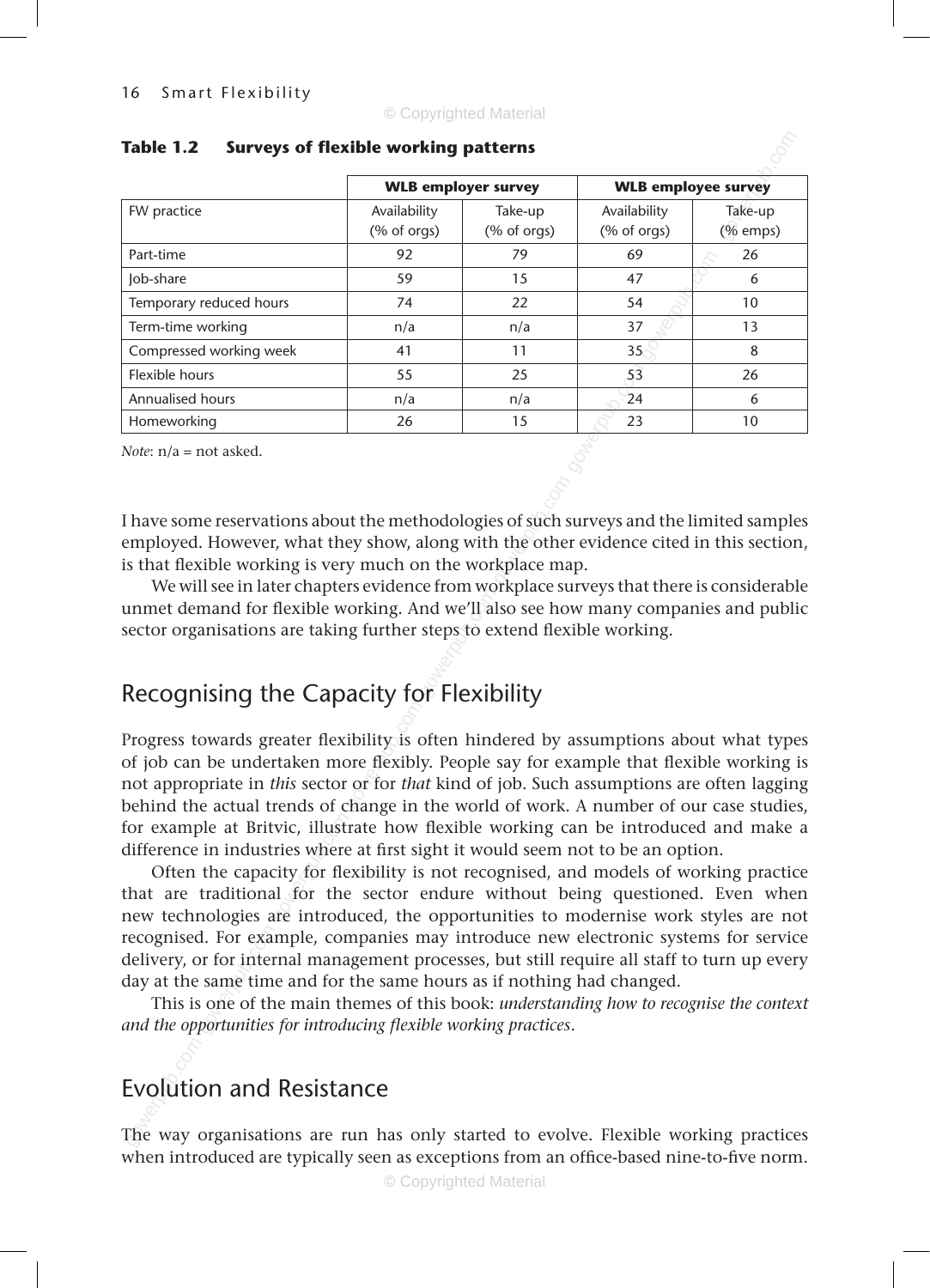**Table 1.2 Surveys of flexible working patterns**

| | WLB employer survey | | WLB employee survey | |
|---|---|---|---|---|
| FW practice | Availability (% of orgs) | Take-up (% of orgs) | Availability (% of orgs) | Take-up (% emps) |
| Part-time | 92 | 79 | 69 | 26 |
| Job-share | 59 | 15 | 47 | 6 |
| Temporary reduced hours | 74 | 22 | 54 | 10 |
| Term-time working | n/a | n/a | 37 | 13 |
| Compressed working week | 41 | 11 | 35 | 8 |
| Flexible hours | 55 | 25 | 53 | 26 |
| Annualised hours | n/a | n/a | 24 | 6 |
| Homeworking | 26 | 15 | 23 | 10 |

*Note*: n/a = not asked.

I have some reservations about the methodologies of such surveys and the limited samples employed. However, what they show, along with the other evidence cited in this section, is that flexible working is very much on the workplace map.

We will see in later chapters evidence from workplace surveys that there is considerable unmet demand for flexible working. And we'll also see how many companies and public sector organisations are taking further steps to extend flexible working.

## Recognising the Capacity for Flexibility

Progress towards greater flexibility is often hindered by assumptions about what types of job can be undertaken more flexibly. People say for example that flexible working is not appropriate in *this* sector or for *that* kind of job. Such assumptions are often lagging behind the actual trends of change in the world of work. A number of our case studies, for example at Britvic, illustrate how flexible working can be introduced and make a difference in industries where at first sight it would seem not to be an option.

Often the capacity for flexibility is not recognised, and models of working practice that are traditional for the sector endure without being questioned. Even when new technologies are introduced, the opportunities to modernise work styles are not recognised. For example, companies may introduce new electronic systems for service delivery, or for internal management processes, but still require all staff to turn up every day at the same time and for the same hours as if nothing had changed.

This is one of the main themes of this book: *understanding how to recognise the context and the opportunities for introducing flexible working practices*.

## Evolution and Resistance

The way organisations are run has only started to evolve. Flexible working practices when introduced are typically seen as exceptions from an office-based nine-to-five norm.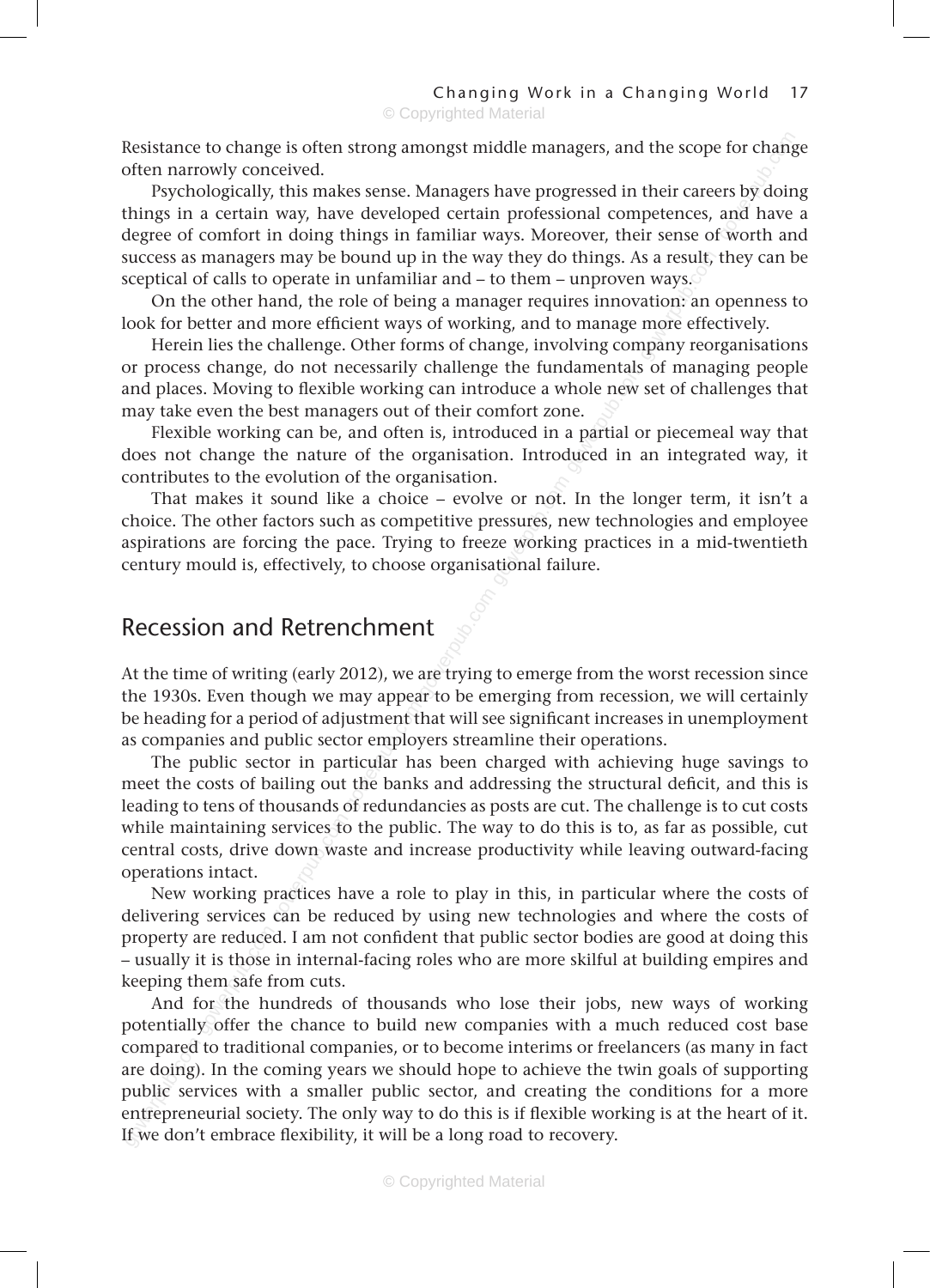Resistance to change is often strong amongst middle managers, and the scope for change often narrowly conceived.

Psychologically, this makes sense. Managers have progressed in their careers by doing things in a certain way, have developed certain professional competences, and have a degree of comfort in doing things in familiar ways. Moreover, their sense of worth and success as managers may be bound up in the way they do things. As a result, they can be sceptical of calls to operate in unfamiliar and – to them – unproven ways.

On the other hand, the role of being a manager requires innovation: an openness to look for better and more efficient ways of working, and to manage more effectively.

Herein lies the challenge. Other forms of change, involving company reorganisations or process change, do not necessarily challenge the fundamentals of managing people and places. Moving to flexible working can introduce a whole new set of challenges that may take even the best managers out of their comfort zone.

Flexible working can be, and often is, introduced in a partial or piecemeal way that does not change the nature of the organisation. Introduced in an integrated way, it contributes to the evolution of the organisation.

That makes it sound like a choice – evolve or not. In the longer term, it isn't a choice. The other factors such as competitive pressures, new technologies and employee aspirations are forcing the pace. Trying to freeze working practices in a mid-twentieth century mould is, effectively, to choose organisational failure.

## Recession and Retrenchment

At the time of writing (early 2012), we are trying to emerge from the worst recession since the 1930s. Even though we may appear to be emerging from recession, we will certainly be heading for a period of adjustment that will see significant increases in unemployment as companies and public sector employers streamline their operations.

The public sector in particular has been charged with achieving huge savings to meet the costs of bailing out the banks and addressing the structural deficit, and this is leading to tens of thousands of redundancies as posts are cut. The challenge is to cut costs while maintaining services to the public. The way to do this is to, as far as possible, cut central costs, drive down waste and increase productivity while leaving outward-facing operations intact.

New working practices have a role to play in this, in particular where the costs of delivering services can be reduced by using new technologies and where the costs of property are reduced. I am not confident that public sector bodies are good at doing this – usually it is those in internal-facing roles who are more skilful at building empires and keeping them safe from cuts.

And for the hundreds of thousands who lose their jobs, new ways of working potentially offer the chance to build new companies with a much reduced cost base compared to traditional companies, or to become interims or freelancers (as many in fact are doing). In the coming years we should hope to achieve the twin goals of supporting public services with a smaller public sector, and creating the conditions for a more entrepreneurial society. The only way to do this is if flexible working is at the heart of it. If we don't embrace flexibility, it will be a long road to recovery.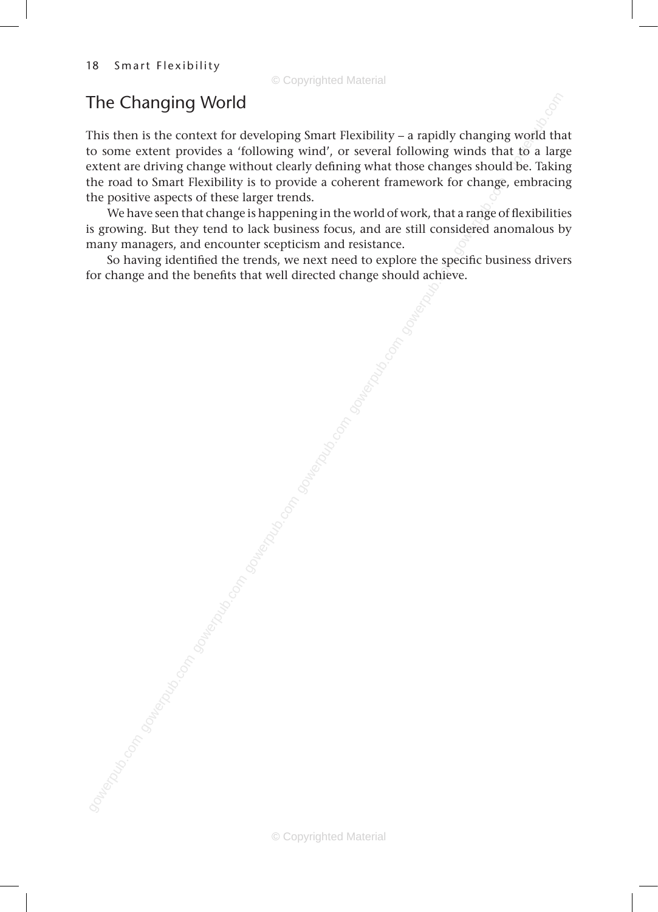## The Changing World

This then is the context for developing Smart Flexibility – a rapidly changing world that to some extent provides a 'following wind', or several following winds that to a large extent are driving change without clearly defining what those changes should be. Taking the road to Smart Flexibility is to provide a coherent framework for change, embracing the positive aspects of these larger trends.

We have seen that change is happening in the world of work, that a range of flexibilities is growing. But they tend to lack business focus, and are still considered anomalous by many managers, and encounter scepticism and resistance.

So having identified the trends, we next need to explore the specific business drivers for change and the benefits that well directed change should achieve.